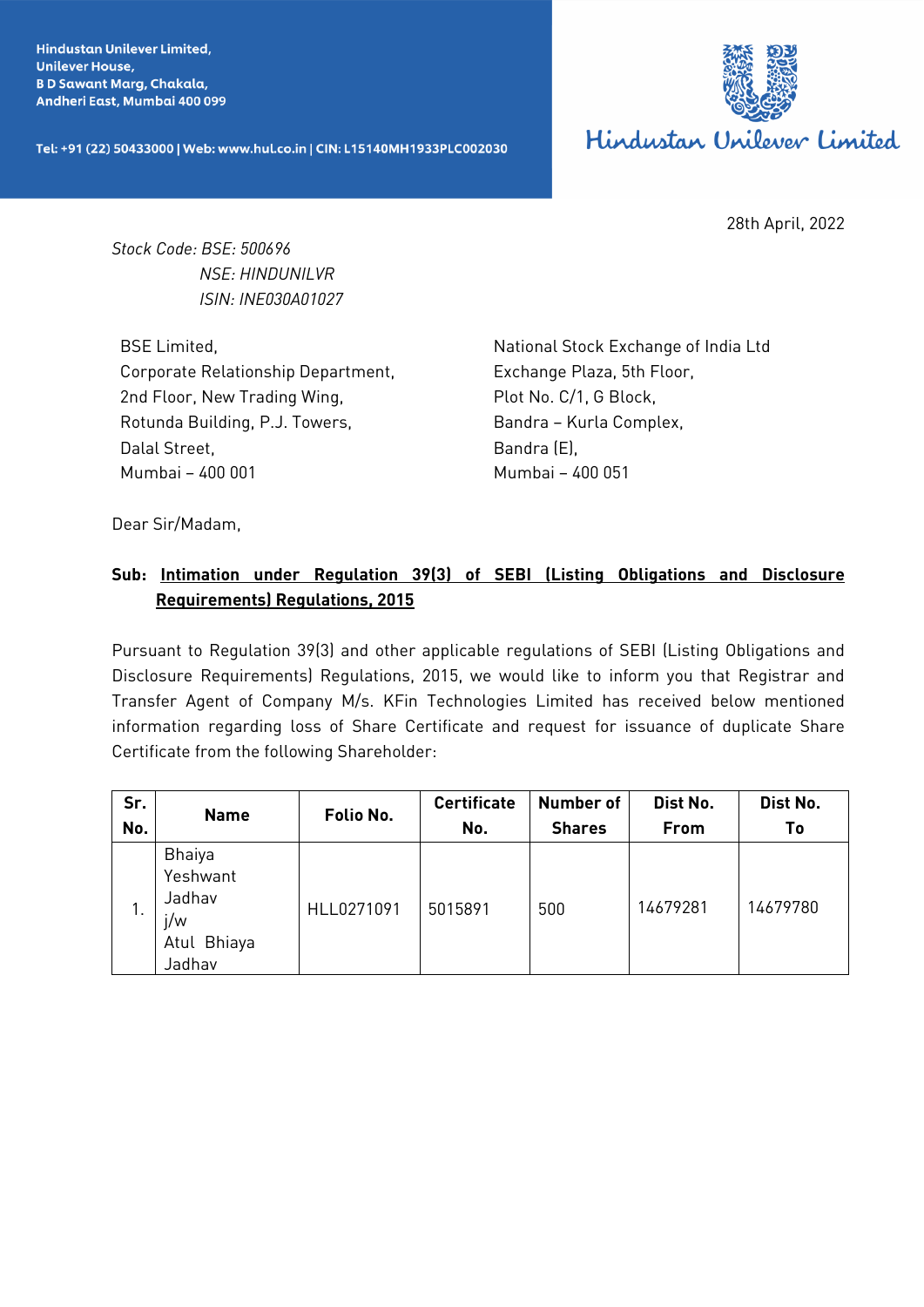Hindustan Unilever Limited,
Unilever House,
B D Sawant Marg, Chakala,
Andheri East, Mumbai 400 099

Tel: +91 (22) 50433000 | Web: www.hul.co.in | CIN: L15140MH1933PLC002030

Hindustan Unilever Limited

28th April, 2022

*Stock Code: BSE: 500696*
*NSE: HINDUNILVR*
*ISIN: INE030A01027*

BSE Limited,
Corporate Relationship Department,
2nd Floor, New Trading Wing,
Rotunda Building, P.J. Towers,
Dalal Street,
Mumbai – 400 001

National Stock Exchange of India Ltd
Exchange Plaza, 5th Floor,
Plot No. C/1, G Block,
Bandra – Kurla Complex,
Bandra (E),
Mumbai – 400 051

Dear Sir/Madam,

**Sub: Intimation under Regulation 39(3) of SEBI (Listing Obligations and Disclosure Requirements) Regulations, 2015**

Pursuant to Regulation 39(3) and other applicable regulations of SEBI (Listing Obligations and Disclosure Requirements) Regulations, 2015, we would like to inform you that Registrar and Transfer Agent of Company M/s. KFin Technologies Limited has received below mentioned information regarding loss of Share Certificate and request for issuance of duplicate Share Certificate from the following Shareholder:

| Sr. No. | Name | Folio No. | Certificate No. | Number of Shares | Dist No. From | Dist No. To |
|---|---|---|---|---|---|---|
| 1. | Bhaiya Yeshwant Jadhav j/w Atul Bhiaya Jadhav | HLL0271091 | 5015891 | 500 | 14679281 | 14679780 |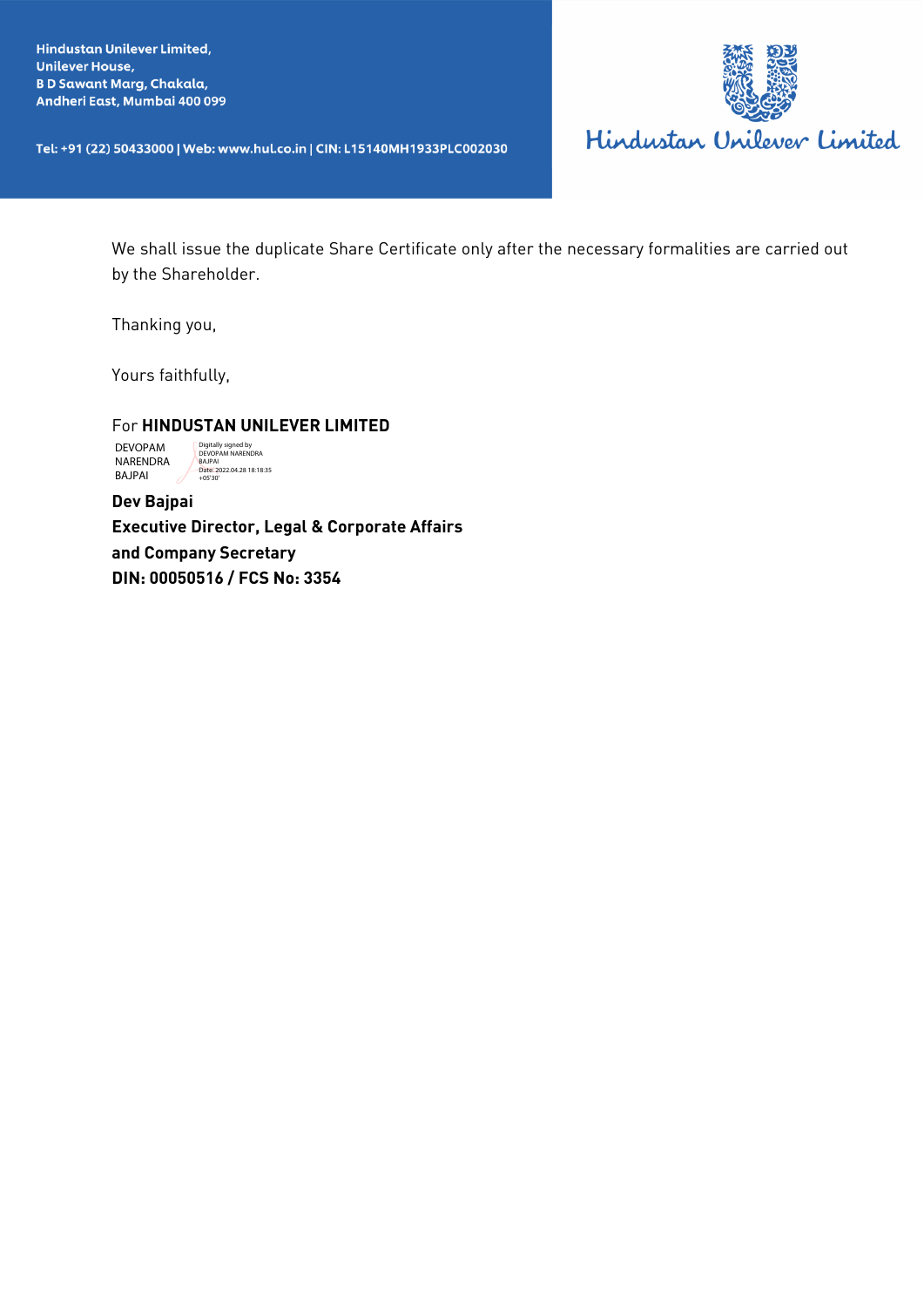Hindustan Unilever Limited,
Unilever House,
B D Sawant Marg, Chakala,
Andheri East, Mumbai 400 099

Tel: +91 (22) 50433000 | Web: www.hul.co.in | CIN: L15140MH1933PLC002030

We shall issue the duplicate Share Certificate only after the necessary formalities are carried out by the Shareholder.

Thanking you,

Yours faithfully,

For **HINDUSTAN UNILEVER LIMITED**

DEVOPAM NARENDRA BAJPAI

Digitally signed by DEVOPAM NARENDRA BAJPAI
Date: 2022.04.28 18:18:35 +05'30'

**Dev Bajpai**
**Executive Director, Legal & Corporate Affairs**
**and Company Secretary**
**DIN: 00050516 / FCS No: 3354**